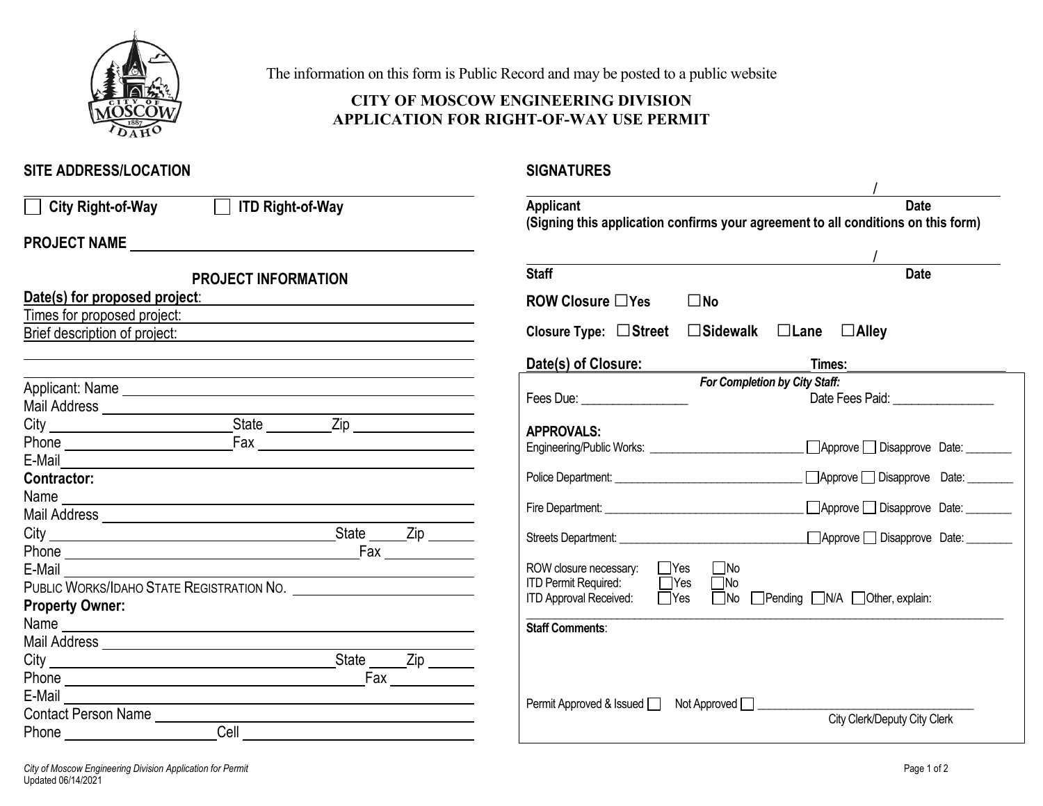The information on this form is Public Record and may be posted to a public website

# CITY OF MOSCOW ENGINEERING DIVISION
# APPLICATION FOR RIGHT-OF-WAY USE PERMIT

## SITE ADDRESS/LOCATION

______________________________________________

☐ **City Right-of-Way** ☐ **ITD Right-of-Way**

**PROJECT NAME** ______________________________

### PROJECT INFORMATION

**Date(s) for proposed project**: ______________________________

Times for proposed project: ______________________________

Brief description of project: ______________________________

______________________________________________

______________________________________________

Applicant: Name ______________________________

Mail Address ______________________________

City ____________ State ________ Zip ____________

Phone ____________ Fax ____________

E-Mail ______________________________

**Contractor:**

Name ______________________________

Mail Address ______________________________

City ____________ State ______ Zip ______

Phone ____________ Fax ____________

E-Mail ______________________________

PUBLIC WORKS/IDAHO STATE REGISTRATION NO. ______________________________

**Property Owner:**

Name ______________________________

Mail Address ______________________________

City ____________ State ______ Zip ______

Phone ____________ Fax ____________

E-Mail ______________________________

Contact Person Name ______________________________

Phone ____________ Cell ____________

## SIGNATURES

______________________________________________ / ____________

**Applicant** **Date**

**(Signing this application confirms your agreement to all conditions on this form)**

______________________________________________ / ____________

**Staff** **Date**

**ROW Closure** ☐**Yes** ☐**No**

**Closure Type:** ☐**Street** ☐**Sidewalk** ☐**Lane** ☐**Alley**

**Date(s) of Closure:** ____________ **Times:** ____________

***For Completion by City Staff:***

Fees Due: ________________ Date Fees Paid: ________________

**APPROVALS:**

Engineering/Public Works: ________________ ☐Approve ☐ Disapprove Date: ________

Police Department: ________________ ☐Approve ☐ Disapprove Date: ________

Fire Department: ________________ ☐Approve ☐ Disapprove Date: ________

Streets Department: ________________ ☐Approve ☐ Disapprove Date: ________

ROW closure necessary: ☐Yes ☐No

ITD Permit Required: ☐Yes ☐No

ITD Approval Received: ☐Yes ☐No ☐Pending ☐N/A ☐Other, explain:

______________________________________________

**Staff Comments**:

Permit Approved & Issued ☐ Not Approved ☐ ______________________________

City Clerk/Deputy City Clerk

*City of Moscow Engineering Division Application for Permit*
Updated 06/14/2021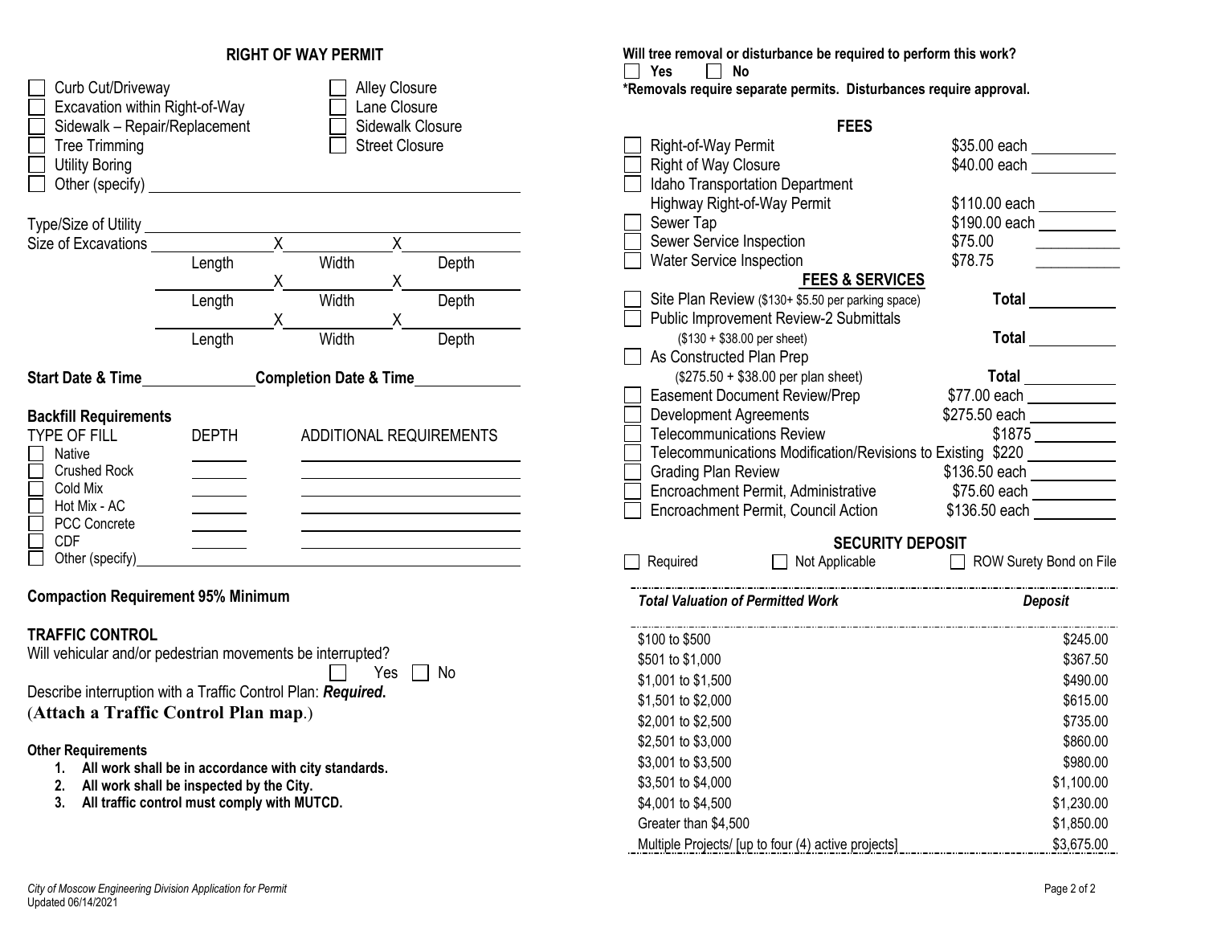## RIGHT OF WAY PERMIT

- ☐ Curb Cut/Driveway
- ☐ Excavation within Right-of-Way
- ☐ Sidewalk – Repair/Replacement
- ☐ Tree Trimming
- ☐ Utility Boring
- ☐ Other (specify) ____________________
- ☐ Alley Closure
- ☐ Lane Closure
- ☐ Sidewalk Closure
- ☐ Street Closure

Type/Size of Utility ____________________

Size of Excavations

| Length | | Width | | Depth |
|---|---|---|---|---|
| ______ | X | ______ | X | ______ |
| ______ | X | ______ | X | ______ |
| ______ | X | ______ | X | ______ |

**Start Date & Time** ____________ **Completion Date & Time** ____________

**Backfill Requirements**

| TYPE OF FILL | DEPTH | ADDITIONAL REQUIREMENTS |
|---|---|---|
| ☐ Native | ______ | ____________________ |
| ☐ Crushed Rock | ______ | ____________________ |
| ☐ Cold Mix | ______ | ____________________ |
| ☐ Hot Mix - AC | ______ | ____________________ |
| ☐ PCC Concrete | ______ | ____________________ |
| ☐ CDF | ______ | ____________________ |
| ☐ Other (specify) ____________________ | | |

**Compaction Requirement 95% Minimum**

**TRAFFIC CONTROL**

Will vehicular and/or pedestrian movements be interrupted? ☐ Yes ☐ No

Describe interruption with a Traffic Control Plan: ***Required.***

(**Attach a Traffic Control Plan map**.)

**Other Requirements**

1. **All work shall be in accordance with city standards.**
2. **All work shall be inspected by the City.**
3. **All traffic control must comply with MUTCD.**

**Will tree removal or disturbance be required to perform this work?**

☐ **Yes** ☐ **No**

**\*Removals require separate permits. Disturbances require approval.**

### FEES

| | | |
|---|---|---|
| ☐ Right-of-Way Permit | $35.00 each | ______ |
| ☐ Right of Way Closure | $40.00 each | ______ |
| ☐ Idaho Transportation Department Highway Right-of-Way Permit | $110.00 each | ______ |
| ☐ Sewer Tap | $190.00 each | ______ |
| ☐ Sewer Service Inspection | $75.00 | ______ |
| ☐ Water Service Inspection | $78.75 | ______ |

### FEES & SERVICES

| | | |
|---|---|---|
| ☐ Site Plan Review ($130+ $5.50 per parking space) | **Total** | ______ |
| ☐ Public Improvement Review-2 Submittals ($130 + $38.00 per sheet) | **Total** | ______ |
| ☐ As Constructed Plan Prep ($275.50 + $38.00 per plan sheet) | **Total** | ______ |
| ☐ Easement Document Review/Prep | $77.00 each | ______ |
| ☐ Development Agreements | $275.50 each | ______ |
| ☐ Telecommunications Review | $1875 | ______ |
| ☐ Telecommunications Modification/Revisions to Existing | $220 | ______ |
| ☐ Grading Plan Review | $136.50 each | ______ |
| ☐ Encroachment Permit, Administrative | $75.60 each | ______ |
| ☐ Encroachment Permit, Council Action | $136.50 each | ______ |

### SECURITY DEPOSIT

☐ Required ☐ Not Applicable ☐ ROW Surety Bond on File

| ***Total Valuation of Permitted Work*** | ***Deposit*** |
|---|---|
| $100 to $500 | $245.00 |
| $501 to $1,000 | $367.50 |
| $1,001 to $1,500 | $490.00 |
| $1,501 to $2,000 | $615.00 |
| $2,001 to $2,500 | $735.00 |
| $2,501 to $3,000 | $860.00 |
| $3,001 to $3,500 | $980.00 |
| $3,501 to $4,000 | $1,100.00 |
| $4,001 to $4,500 | $1,230.00 |
| Greater than $4,500 | $1,850.00 |
| Multiple Projects/ [up to four (4) active projects] | $3,675.00 |

*City of Moscow Engineering Division Application for Permit*
Updated 06/14/2021